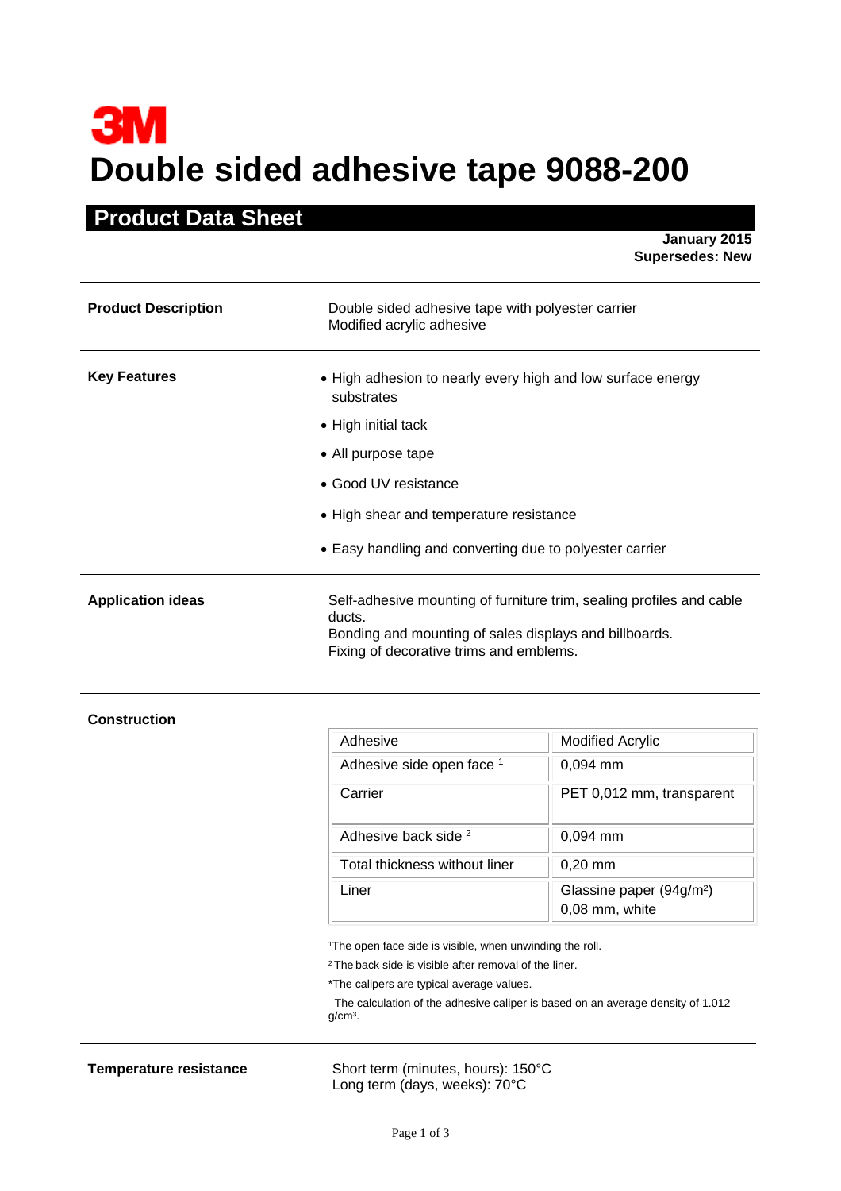**3M**

# Double sided adhesive tape 9088-200

## Product Data Sheet

**January 2015**
**Supersedes: New**

---

**Product Description**

Double sided adhesive tape with polyester carrier
Modified acrylic adhesive

---

**Key Features**

- High adhesion to nearly every high and low surface energy substrates
- High initial tack
- All purpose tape
- Good UV resistance
- High shear and temperature resistance
- Easy handling and converting due to polyester carrier

---

**Application ideas**

Self-adhesive mounting of furniture trim, sealing profiles and cable ducts.
Bonding and mounting of sales displays and billboards.
Fixing of decorative trims and emblems.

---

**Construction**

| Adhesive | Modified Acrylic |
| --- | --- |
| Adhesive side open face [1] | 0,094 mm |
| Carrier | PET 0,012 mm, transparent |
| Adhesive back side [2] | 0,094 mm |
| Total thickness without liner | 0,20 mm |
| Liner | Glassine paper (94g/m²) 0,08 mm, white |

[1]The open face side is visible, when unwinding the roll.

[2] The back side is visible after removal of the liner.

*The calipers are typical average values.

The calculation of the adhesive caliper is based on an average density of 1.012 g/cm³.

---

**Temperature resistance**

Short term (minutes, hours): 150°C
Long term (days, weeks): 70°C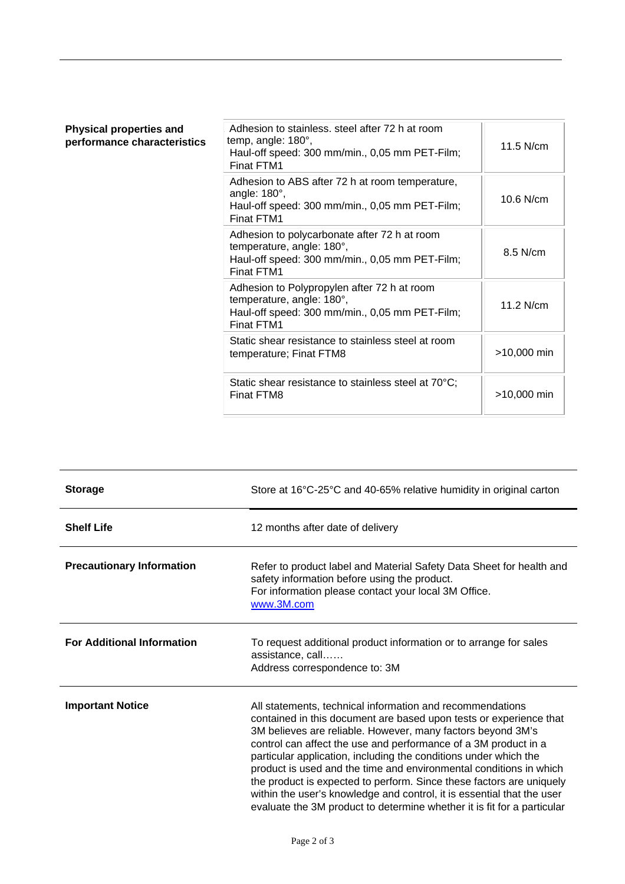**Physical properties and performance characteristics**

| Property | Value |
| --- | --- |
| Adhesion to stainless. steel after 72 h at room temp, angle: 180°, Haul-off speed: 300 mm/min., 0,05 mm PET-Film; Finat FTM1 | 11.5 N/cm |
| Adhesion to ABS after 72 h at room temperature, angle: 180°, Haul-off speed: 300 mm/min., 0,05 mm PET-Film; Finat FTM1 | 10.6 N/cm |
| Adhesion to polycarbonate after 72 h at room temperature, angle: 180°, Haul-off speed: 300 mm/min., 0,05 mm PET-Film; Finat FTM1 | 8.5 N/cm |
| Adhesion to Polypropylen after 72 h at room temperature, angle: 180°, Haul-off speed: 300 mm/min., 0,05 mm PET-Film; Finat FTM1 | 11.2 N/cm |
| Static shear resistance to stainless steel at room temperature; Finat FTM8 | >10,000 min |
| Static shear resistance to stainless steel at 70°C; Finat FTM8 | >10,000 min |

**Storage**

Store at 16°C-25°C and 40-65% relative humidity in original carton

**Shelf Life**

12 months after date of delivery

**Precautionary Information**

Refer to product label and Material Safety Data Sheet for health and safety information before using the product.
For information please contact your local 3M Office.
www.3M.com

**For Additional Information**

To request additional product information or to arrange for sales assistance, call……
Address correspondence to: 3M

**Important Notice**

All statements, technical information and recommendations contained in this document are based upon tests or experience that 3M believes are reliable. However, many factors beyond 3M's control can affect the use and performance of a 3M product in a particular application, including the conditions under which the product is used and the time and environmental conditions in which the product is expected to perform. Since these factors are uniquely within the user's knowledge and control, it is essential that the user evaluate the 3M product to determine whether it is fit for a particular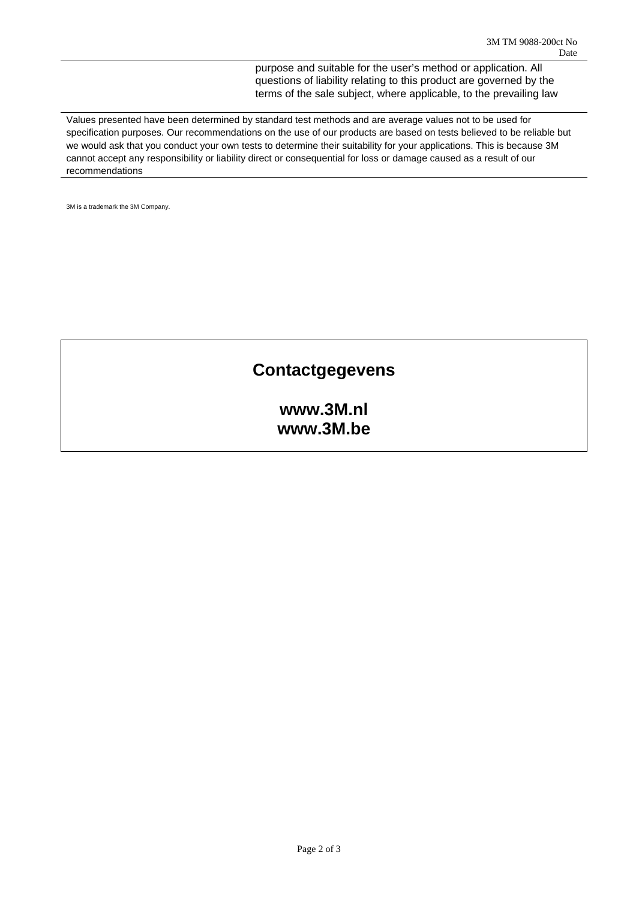purpose and suitable for the user's method or application. All questions of liability relating to this product are governed by the terms of the sale subject, where applicable, to the prevailing law

Values presented have been determined by standard test methods and are average values not to be used for specification purposes. Our recommendations on the use of our products are based on tests believed to be reliable but we would ask that you conduct your own tests to determine their suitability for your applications. This is because 3M cannot accept any responsibility or liability direct or consequential for loss or damage caused as a result of our recommendations

3M is a trademark the 3M Company.

## Contactgegevens

**www.3M.nl**
**www.3M.be**